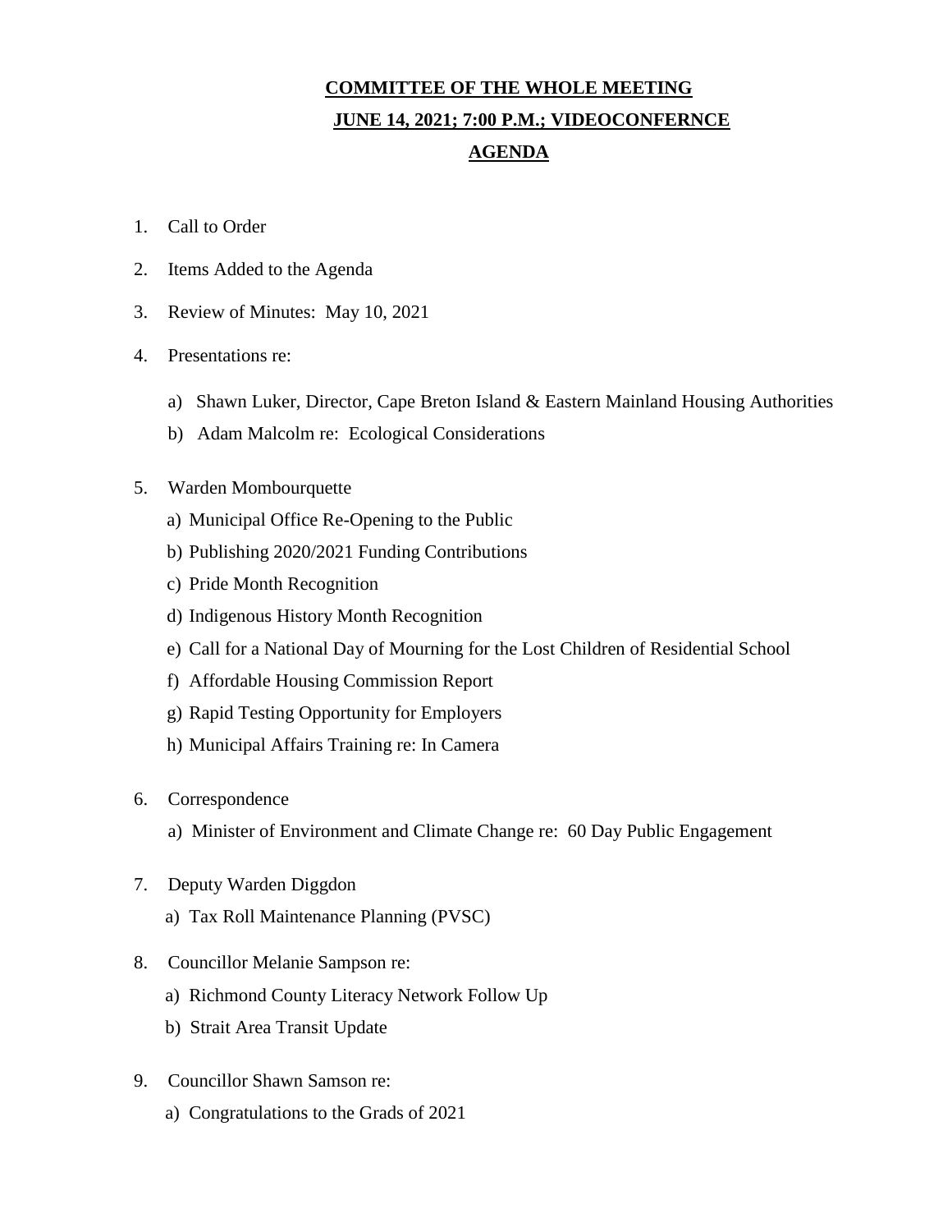**COMMITTEE OF THE WHOLE MEETING**

**JUNE 14, 2021; 7:00 P.M.; VIDEOCONFERNCE**

**AGENDA**

1. Call to Order
2. Items Added to the Agenda
3. Review of Minutes: May 10, 2021
4. Presentations re:
   a) Shawn Luker, Director, Cape Breton Island & Eastern Mainland Housing Authorities
   b) Adam Malcolm re: Ecological Considerations
5. Warden Mombourquette
   a) Municipal Office Re-Opening to the Public
   b) Publishing 2020/2021 Funding Contributions
   c) Pride Month Recognition
   d) Indigenous History Month Recognition
   e) Call for a National Day of Mourning for the Lost Children of Residential School
   f) Affordable Housing Commission Report
   g) Rapid Testing Opportunity for Employers
   h) Municipal Affairs Training re: In Camera
6. Correspondence
   a) Minister of Environment and Climate Change re: 60 Day Public Engagement
7. Deputy Warden Diggdon
   a) Tax Roll Maintenance Planning (PVSC)
8. Councillor Melanie Sampson re:
   a) Richmond County Literacy Network Follow Up
   b) Strait Area Transit Update
9. Councillor Shawn Samson re:
   a) Congratulations to the Grads of 2021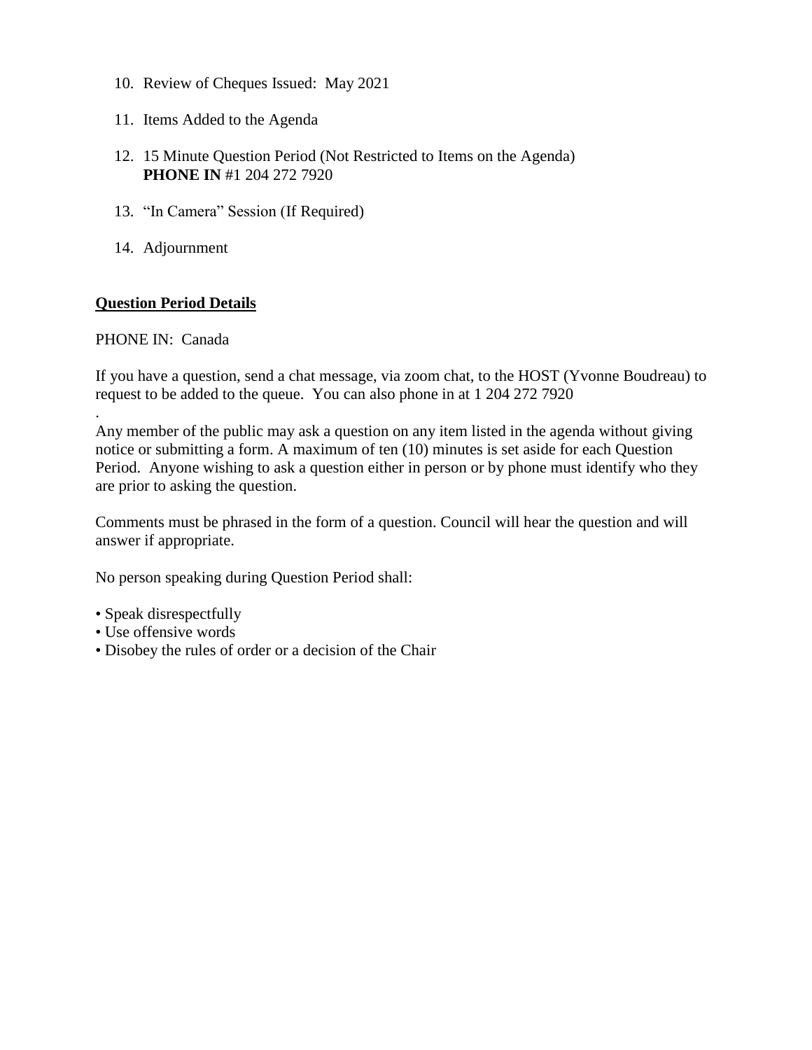10. Review of Cheques Issued: May 2021

11. Items Added to the Agenda

12. 15 Minute Question Period (Not Restricted to Items on the Agenda)
    **PHONE IN** #1 204 272 7920

13. "In Camera" Session (If Required)

14. Adjournment

**Question Period Details**

PHONE IN: Canada

If you have a question, send a chat message, via zoom chat, to the HOST (Yvonne Boudreau) to request to be added to the queue. You can also phone in at 1 204 272 7920

.
Any member of the public may ask a question on any item listed in the agenda without giving notice or submitting a form. A maximum of ten (10) minutes is set aside for each Question Period. Anyone wishing to ask a question either in person or by phone must identify who they are prior to asking the question.

Comments must be phrased in the form of a question. Council will hear the question and will answer if appropriate.

No person speaking during Question Period shall:

- Speak disrespectfully
- Use offensive words
- Disobey the rules of order or a decision of the Chair